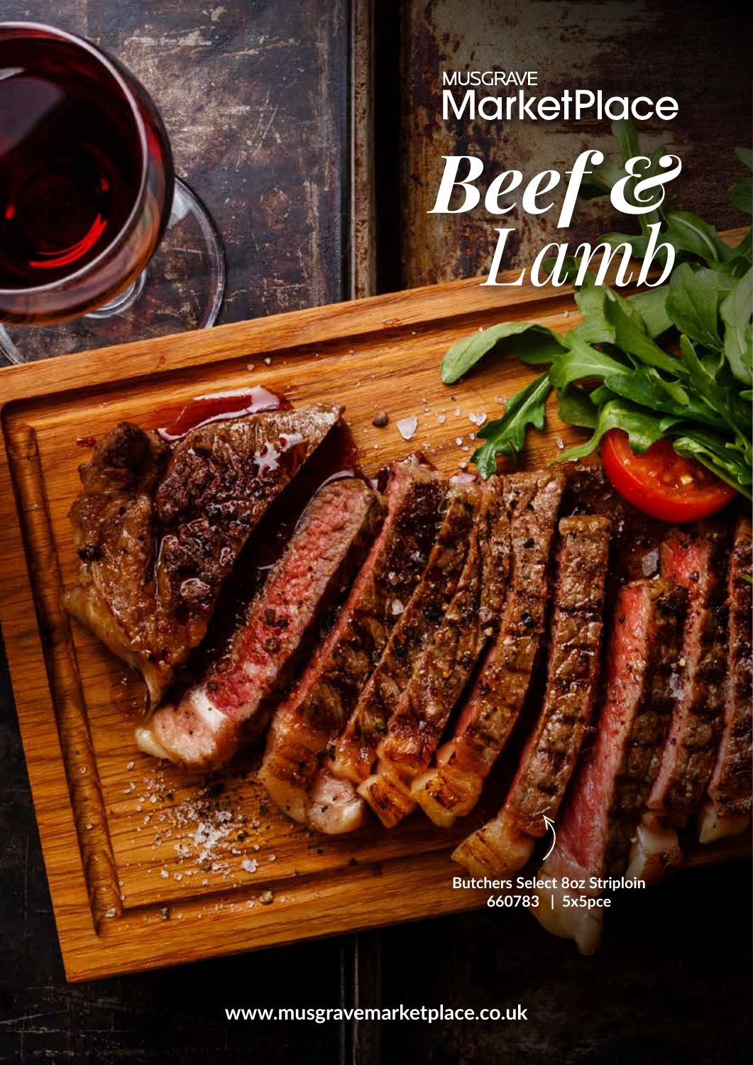MUSGRAVE
MarketPlace

# *Beef & Lamb*

**Butchers Select 8oz Striploin**
**660783 | 5x5pce**

**www.musgravemarketplace.co.uk**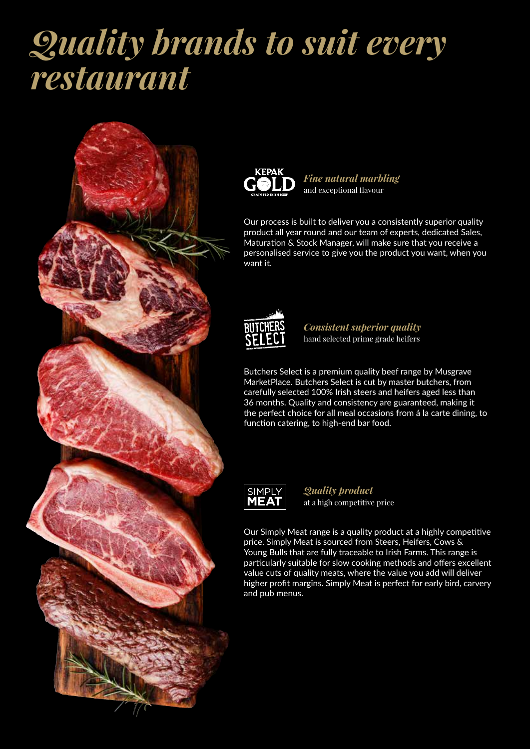# *Quality brands to suit every restaurant*

KEPAK GOLD
GRAIN FED IRISH BEEF

***Fine natural marbling***
and exceptional flavour

Our process is built to deliver you a consistently superior quality product all year round and our team of experts, dedicated Sales, Maturation & Stock Manager, will make sure that you receive a personalised service to give you the product you want, when you want it.

BUTCHERS SELECT

***Consistent superior quality***
hand selected prime grade heifers

Butchers Select is a premium quality beef range by Musgrave MarketPlace. Butchers Select is cut by master butchers, from carefully selected 100% Irish steers and heifers aged less than 36 months. Quality and consistency are guaranteed, making it the perfect choice for all meal occasions from á la carte dining, to function catering, to high-end bar food.

SIMPLY MEAT

***Quality product***
at a high competitive price

Our Simply Meat range is a quality product at a highly competitive price. Simply Meat is sourced from Steers, Heifers, Cows & Young Bulls that are fully traceable to Irish Farms. This range is particularly suitable for slow cooking methods and offers excellent value cuts of quality meats, where the value you add will deliver higher profit margins. Simply Meat is perfect for early bird, carvery and pub menus.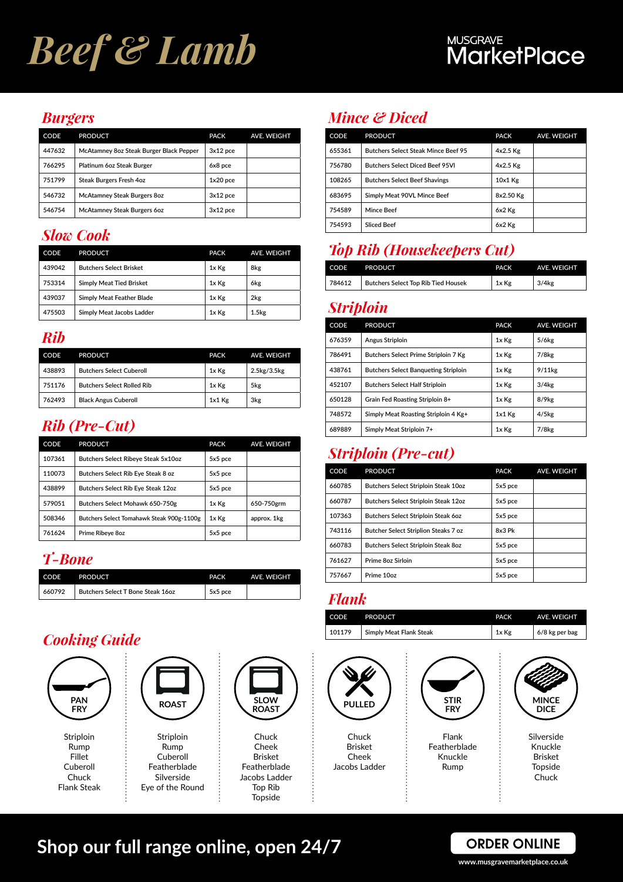# Beef & Lamb

MUSGRAVE MarketPlace

## Burgers

| CODE | PRODUCT | PACK | AVE. WEIGHT |
|---|---|---|---|
| 447632 | McAtamney 8oz Steak Burger Black Pepper | 3x12 pce | |
| 766295 | Platinum 6oz Steak Burger | 6x8 pce | |
| 751799 | Steak Burgers Fresh 4oz | 1x20 pce | |
| 546732 | McAtamney Steak Burgers 8oz | 3x12 pce | |
| 546754 | McAtamney Steak Burgers 6oz | 3x12 pce | |

## Slow Cook

| CODE | PRODUCT | PACK | AVE. WEIGHT |
|---|---|---|---|
| 439042 | Butchers Select Brisket | 1x Kg | 8kg |
| 753314 | Simply Meat Tied Brisket | 1x Kg | 6kg |
| 439037 | Simply Meat Feather Blade | 1x Kg | 2kg |
| 475503 | Simply Meat Jacobs Ladder | 1x Kg | 1.5kg |

## Rib

| CODE | PRODUCT | PACK | AVE. WEIGHT |
|---|---|---|---|
| 438893 | Butchers Select Cuberoll | 1x Kg | 2.5kg/3.5kg |
| 751176 | Butchers Select Rolled Rib | 1x Kg | 5kg |
| 762493 | Black Angus Cuberoll | 1x1 Kg | 3kg |

## Rib (Pre-Cut)

| CODE | PRODUCT | PACK | AVE. WEIGHT |
|---|---|---|---|
| 107361 | Butchers Select Ribeye Steak 5x10oz | 5x5 pce | |
| 110073 | Butchers Select Rib Eye Steak 8 oz | 5x5 pce | |
| 438899 | Butchers Select Rib Eye Steak 12oz | 5x5 pce | |
| 579051 | Butchers Select Mohawk 650-750g | 1x Kg | 650-750grm |
| 508346 | Butchers Select Tomahawk Steak 900g-1100g | 1x Kg | approx. 1kg |
| 761624 | Prime Ribeye 8oz | 5x5 pce | |

## T-Bone

| CODE | PRODUCT | PACK | AVE. WEIGHT |
|---|---|---|---|
| 660792 | Butchers Select T Bone Steak 16oz | 5x5 pce | |

## Mince & Diced

| CODE | PRODUCT | PACK | AVE. WEIGHT |
|---|---|---|---|
| 655361 | Butchers Select Steak Mince Beef 95 | 4x2.5 Kg | |
| 756780 | Butchers Select Diced Beef 95Vl | 4x2.5 Kg | |
| 108265 | Butchers Select Beef Shavings | 10x1 Kg | |
| 683695 | Simply Meat 90VL Mince Beef | 8x2.50 Kg | |
| 754589 | Mince Beef | 6x2 Kg | |
| 754593 | Sliced Beef | 6x2 Kg | |

## Top Rib (Housekeepers Cut)

| CODE | PRODUCT | PACK | AVE. WEIGHT |
|---|---|---|---|
| 784612 | Butchers Select Top Rib Tied Housek | 1x Kg | 3/4kg |

## Striploin

| CODE | PRODUCT | PACK | AVE. WEIGHT |
|---|---|---|---|
| 676359 | Angus Striploin | 1x Kg | 5/6kg |
| 786491 | Butchers Select Prime Striploin 7 Kg | 1x Kg | 7/8kg |
| 438761 | Butchers Select Banqueting Striploin | 1x Kg | 9/11kg |
| 452107 | Butchers Select Half Striploin | 1x Kg | 3/4kg |
| 650128 | Grain Fed Roasting Striploin 8+ | 1x Kg | 8/9kg |
| 748572 | Simply Meat Roasting Striploin 4 Kg+ | 1x1 Kg | 4/5kg |
| 689889 | Simply Meat Striploin 7+ | 1x Kg | 7/8kg |

## Striploin (Pre-cut)

| CODE | PRODUCT | PACK | AVE. WEIGHT |
|---|---|---|---|
| 660785 | Butchers Select Striploin Steak 10oz | 5x5 pce | |
| 660787 | Butchers Select Striploin Steak 12oz | 5x5 pce | |
| 107363 | Butchers Select Striploin Steak 6oz | 5x5 pce | |
| 743116 | Butcher Select Striploin Steaks 7 oz | 8x3 Pk | |
| 660783 | Butchers Select Striploin Steak 8oz | 5x5 pce | |
| 761627 | Prime 8oz Sirloin | 5x5 pce | |
| 757667 | Prime 10oz | 5x5 pce | |

## Flank

| CODE | PRODUCT | PACK | AVE. WEIGHT |
|---|---|---|---|
| 101179 | Simply Meat Flank Steak | 1x Kg | 6/8 kg per bag |

## Cooking Guide

**PAN FRY**
Striploin
Rump
Fillet
Cuberoll
Chuck
Flank Steak

**ROAST**
Striploin
Rump
Cuberoll
Featherblade
Silverside
Eye of the Round

**SLOW ROAST**
Chuck
Cheek
Brisket
Featherblade
Jacobs Ladder
Top Rib
Topside

**PULLED**
Chuck
Brisket
Cheek
Jacobs Ladder

**STIR FRY**
Flank
Featherblade
Knuckle
Rump

**MINCE DICE**
Silverside
Knuckle
Brisket
Topside
Chuck

**Shop our full range online, open 24/7**

ORDER ONLINE
www.musgravemarketplace.co.uk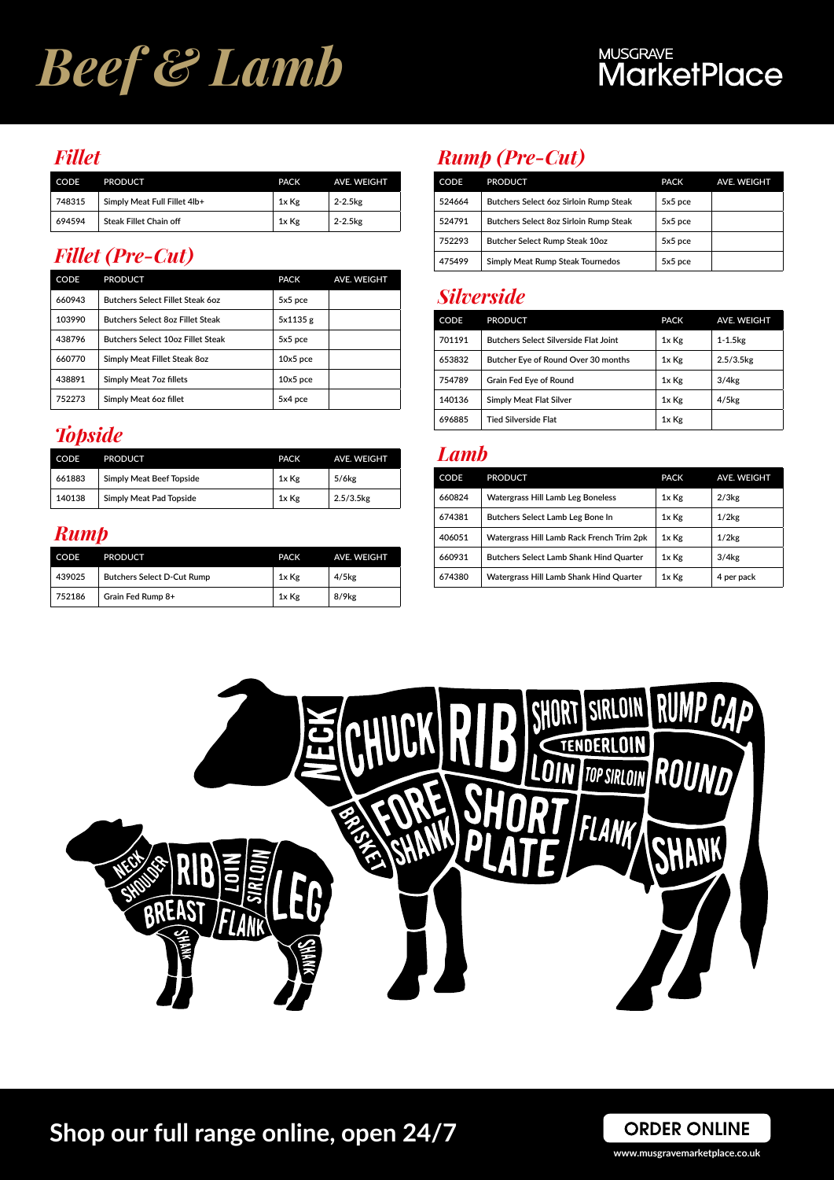# Beef & Lamb

MUSGRAVE MarketPlace

## Fillet

| CODE | PRODUCT | PACK | AVE. WEIGHT |
|---|---|---|---|
| 748315 | Simply Meat Full Fillet 4lb+ | 1x Kg | 2-2.5kg |
| 694594 | Steak Fillet Chain off | 1x Kg | 2-2.5kg |

## Fillet (Pre-Cut)

| CODE | PRODUCT | PACK | AVE. WEIGHT |
|---|---|---|---|
| 660943 | Butchers Select Fillet Steak 6oz | 5x5 pce | |
| 103990 | Butchers Select 8oz Fillet Steak | 5x1135 g | |
| 438796 | Butchers Select 10oz Fillet Steak | 5x5 pce | |
| 660770 | Simply Meat Fillet Steak 8oz | 10x5 pce | |
| 438891 | Simply Meat 7oz fillets | 10x5 pce | |
| 752273 | Simply Meat 6oz fillet | 5x4 pce | |

## Topside

| CODE | PRODUCT | PACK | AVE. WEIGHT |
|---|---|---|---|
| 661883 | Simply Meat Beef Topside | 1x Kg | 5/6kg |
| 140138 | Simply Meat Pad Topside | 1x Kg | 2.5/3.5kg |

## Rump

| CODE | PRODUCT | PACK | AVE. WEIGHT |
|---|---|---|---|
| 439025 | Butchers Select D-Cut Rump | 1x Kg | 4/5kg |
| 752186 | Grain Fed Rump 8+ | 1x Kg | 8/9kg |

## Rump (Pre-Cut)

| CODE | PRODUCT | PACK | AVE. WEIGHT |
|---|---|---|---|
| 524664 | Butchers Select 6oz Sirloin Rump Steak | 5x5 pce | |
| 524791 | Butchers Select 8oz Sirloin Rump Steak | 5x5 pce | |
| 752293 | Butcher Select Rump Steak 10oz | 5x5 pce | |
| 475499 | Simply Meat Rump Steak Tournedos | 5x5 pce | |

## Silverside

| CODE | PRODUCT | PACK | AVE. WEIGHT |
|---|---|---|---|
| 701191 | Butchers Select Silverside Flat Joint | 1x Kg | 1-1.5kg |
| 653832 | Butcher Eye of Round Over 30 months | 1x Kg | 2.5/3.5kg |
| 754789 | Grain Fed Eye of Round | 1x Kg | 3/4kg |
| 140136 | Simply Meat Flat Silver | 1x Kg | 4/5kg |
| 696885 | Tied Silverside Flat | 1x Kg | |

## Lamb

| CODE | PRODUCT | PACK | AVE. WEIGHT |
|---|---|---|---|
| 660824 | Watergrass Hill Lamb Leg Boneless | 1x Kg | 2/3kg |
| 674381 | Butchers Select Lamb Leg Bone In | 1x Kg | 1/2kg |
| 406051 | Watergrass Hill Lamb Rack French Trim 2pk | 1x Kg | 1/2kg |
| 660931 | Butchers Select Lamb Shank Hind Quarter | 1x Kg | 3/4kg |
| 674380 | Watergrass Hill Lamb Shank Hind Quarter | 1x Kg | 4 per pack |

**Shop our full range online, open 24/7**

**ORDER ONLINE**

www.musgravemarketplace.co.uk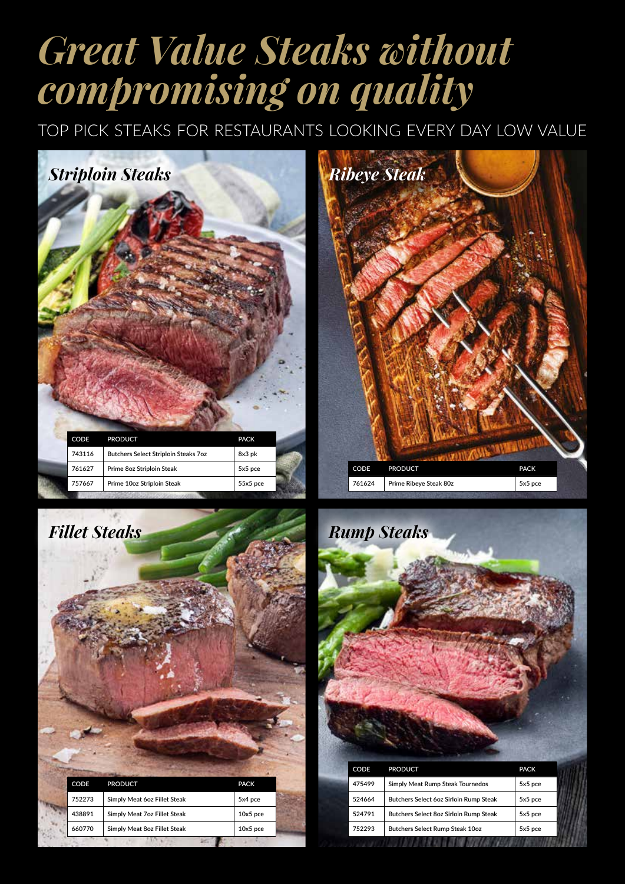# *Great Value Steaks without compromising on quality*

TOP PICK STEAKS FOR RESTAURANTS LOOKING EVERY DAY LOW VALUE

## *Striploin Steaks*

| CODE | PRODUCT | PACK |
|---|---|---|
| 743116 | Butchers Select Striploin Steaks 7oz | 8x3 pk |
| 761627 | Prime 8oz Striploin Steak | 5x5 pce |
| 757667 | Prime 10oz Striploin Steak | 55x5 pce |

## *Ribeye Steak*

| CODE | PRODUCT | PACK |
|---|---|---|
| 761624 | Prime Ribeye Steak 80z | 5x5 pce |

## *Fillet Steaks*

| CODE | PRODUCT | PACK |
|---|---|---|
| 752273 | Simply Meat 6oz Fillet Steak | 5x4 pce |
| 438891 | Simply Meat 7oz Fillet Steak | 10x5 pce |
| 660770 | Simply Meat 8oz Fillet Steak | 10x5 pce |

## *Rump Steaks*

| CODE | PRODUCT | PACK |
|---|---|---|
| 475499 | Simply Meat Rump Steak Tournedos | 5x5 pce |
| 524664 | Butchers Select 6oz Sirloin Rump Steak | 5x5 pce |
| 524791 | Butchers Select 8oz Sirloin Rump Steak | 5x5 pce |
| 752293 | Butchers Select Rump Steak 10oz | 5x5 pce |